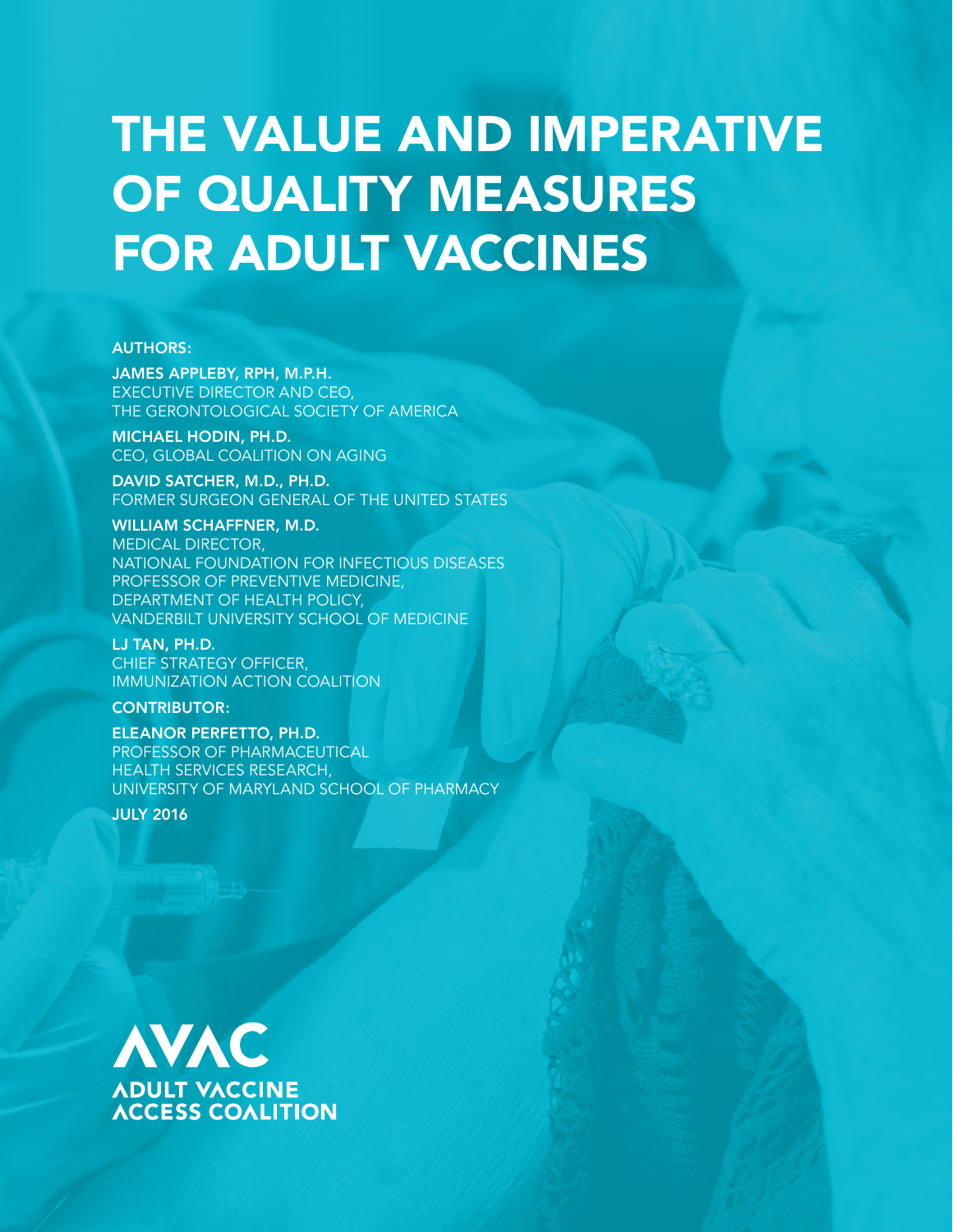# THE VALUE AND IMPERATIVE OF QUALITY MEASURES FOR ADULT VACCINES

AUTHORS:

**JAMES APPLEBY, RPH, M.P.H.**
EXECUTIVE DIRECTOR AND CEO,
THE GERONTOLOGICAL SOCIETY OF AMERICA

**MICHAEL HODIN, PH.D.**
CEO, GLOBAL COALITION ON AGING

**DAVID SATCHER, M.D., PH.D.**
FORMER SURGEON GENERAL OF THE UNITED STATES

**WILLIAM SCHAFFNER, M.D.**
MEDICAL DIRECTOR,
NATIONAL FOUNDATION FOR INFECTIOUS DISEASES
PROFESSOR OF PREVENTIVE MEDICINE,
DEPARTMENT OF HEALTH POLICY,
VANDERBILT UNIVERSITY SCHOOL OF MEDICINE

**LJ TAN, PH.D.**
CHIEF STRATEGY OFFICER,
IMMUNIZATION ACTION COALITION

CONTRIBUTOR:

**ELEANOR PERFETTO, PH.D.**
PROFESSOR OF PHARMACEUTICAL
HEALTH SERVICES RESEARCH,
UNIVERSITY OF MARYLAND SCHOOL OF PHARMACY

JULY 2016

AVAC
ADULT VACCINE ACCESS COALITION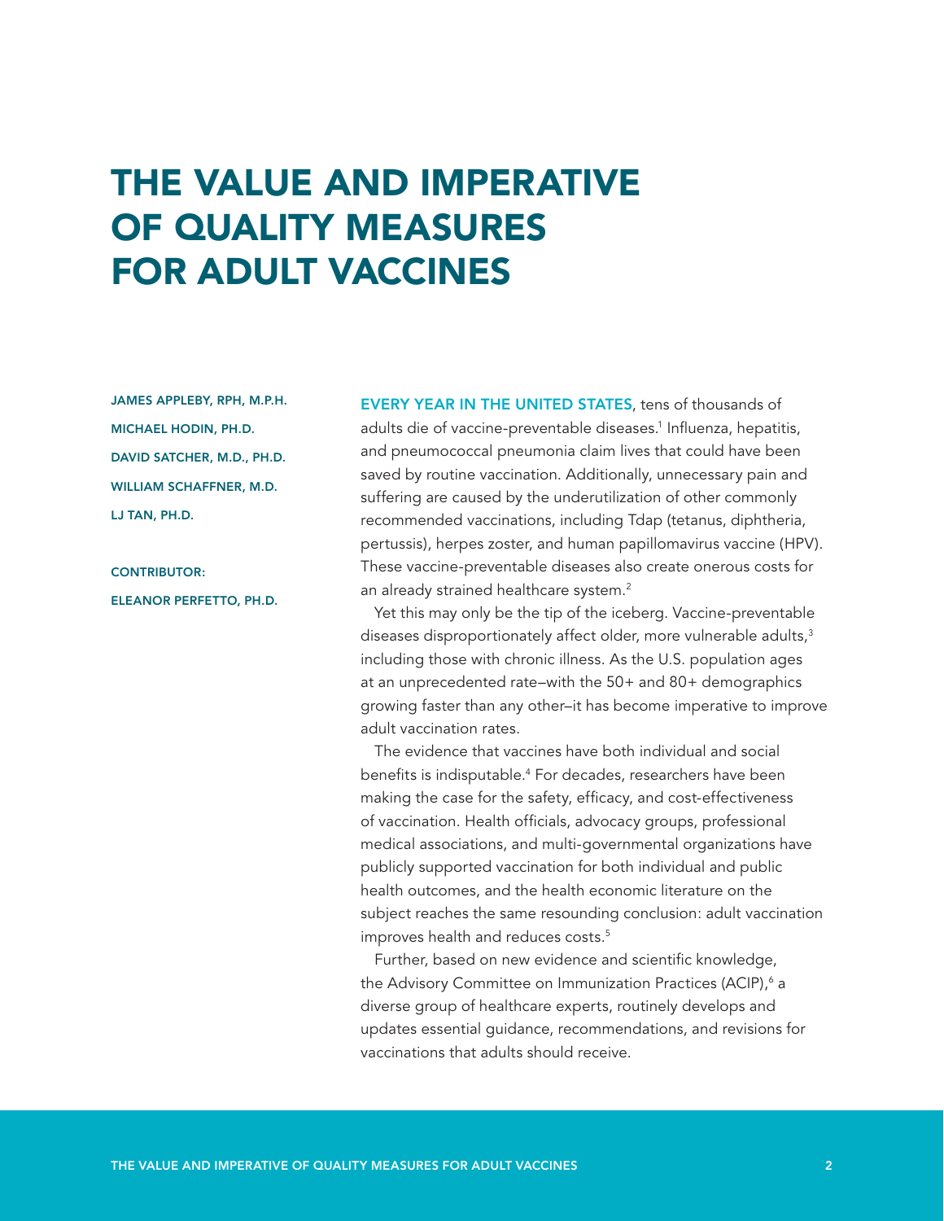# THE VALUE AND IMPERATIVE OF QUALITY MEASURES FOR ADULT VACCINES

JAMES APPLEBY, RPH, M.P.H.

MICHAEL HODIN, PH.D.

DAVID SATCHER, M.D., PH.D.

WILLIAM SCHAFFNER, M.D.

LJ TAN, PH.D.

CONTRIBUTOR:

ELEANOR PERFETTO, PH.D.

EVERY YEAR IN THE UNITED STATES, tens of thousands of adults die of vaccine-preventable diseases.[1] Influenza, hepatitis, and pneumococcal pneumonia claim lives that could have been saved by routine vaccination. Additionally, unnecessary pain and suffering are caused by the underutilization of other commonly recommended vaccinations, including Tdap (tetanus, diphtheria, pertussis), herpes zoster, and human papillomavirus vaccine (HPV). These vaccine-preventable diseases also create onerous costs for an already strained healthcare system.[2]

Yet this may only be the tip of the iceberg. Vaccine-preventable diseases disproportionately affect older, more vulnerable adults,[3] including those with chronic illness. As the U.S. population ages at an unprecedented rate–with the 50+ and 80+ demographics growing faster than any other–it has become imperative to improve adult vaccination rates.

The evidence that vaccines have both individual and social benefits is indisputable.[4] For decades, researchers have been making the case for the safety, efficacy, and cost-effectiveness of vaccination. Health officials, advocacy groups, professional medical associations, and multi-governmental organizations have publicly supported vaccination for both individual and public health outcomes, and the health economic literature on the subject reaches the same resounding conclusion: adult vaccination improves health and reduces costs.[5]

Further, based on new evidence and scientific knowledge, the Advisory Committee on Immunization Practices (ACIP),[6] a diverse group of healthcare experts, routinely develops and updates essential guidance, recommendations, and revisions for vaccinations that adults should receive.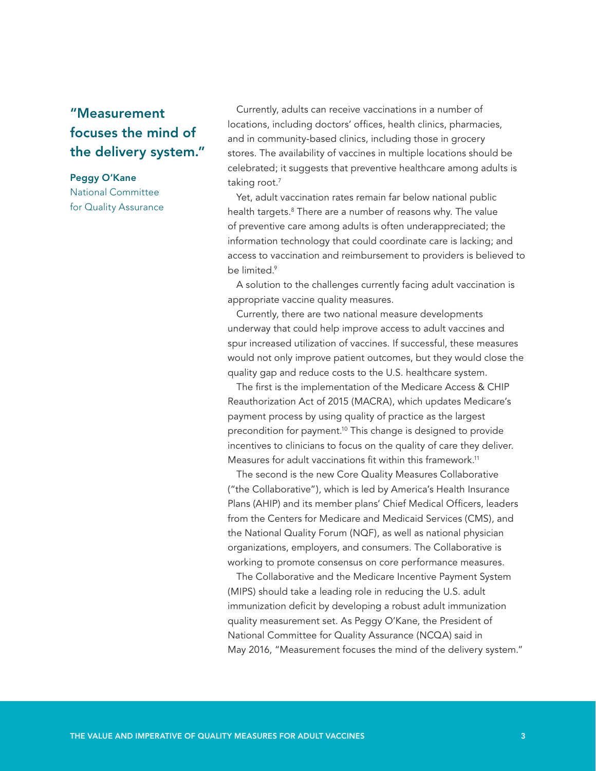> **"Measurement focuses the mind of the delivery system."**
>
> **Peggy O'Kane**
> National Committee for Quality Assurance

Currently, adults can receive vaccinations in a number of locations, including doctors' offices, health clinics, pharmacies, and in community-based clinics, including those in grocery stores. The availability of vaccines in multiple locations should be celebrated; it suggests that preventive healthcare among adults is taking root.[7]

Yet, adult vaccination rates remain far below national public health targets.[8] There are a number of reasons why. The value of preventive care among adults is often underappreciated; the information technology that could coordinate care is lacking; and access to vaccination and reimbursement to providers is believed to be limited.[9]

A solution to the challenges currently facing adult vaccination is appropriate vaccine quality measures.

Currently, there are two national measure developments underway that could help improve access to adult vaccines and spur increased utilization of vaccines. If successful, these measures would not only improve patient outcomes, but they would close the quality gap and reduce costs to the U.S. healthcare system.

The first is the implementation of the Medicare Access & CHIP Reauthorization Act of 2015 (MACRA), which updates Medicare's payment process by using quality of practice as the largest precondition for payment.[10] This change is designed to provide incentives to clinicians to focus on the quality of care they deliver. Measures for adult vaccinations fit within this framework.[11]

The second is the new Core Quality Measures Collaborative ("the Collaborative"), which is led by America's Health Insurance Plans (AHIP) and its member plans' Chief Medical Officers, leaders from the Centers for Medicare and Medicaid Services (CMS), and the National Quality Forum (NQF), as well as national physician organizations, employers, and consumers. The Collaborative is working to promote consensus on core performance measures.

The Collaborative and the Medicare Incentive Payment System (MIPS) should take a leading role in reducing the U.S. adult immunization deficit by developing a robust adult immunization quality measurement set. As Peggy O'Kane, the President of National Committee for Quality Assurance (NCQA) said in May 2016, "Measurement focuses the mind of the delivery system."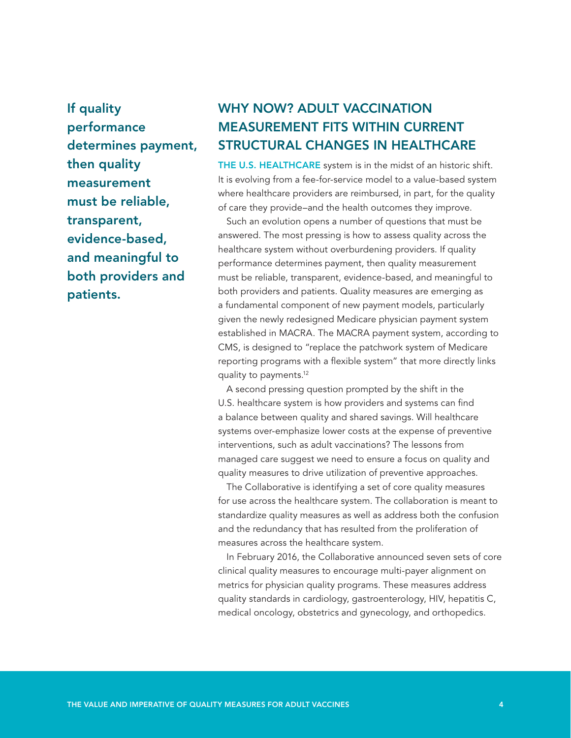**If quality performance determines payment, then quality measurement must be reliable, transparent, evidence-based, and meaningful to both providers and patients.**

## WHY NOW? ADULT VACCINATION MEASUREMENT FITS WITHIN CURRENT STRUCTURAL CHANGES IN HEALTHCARE

THE U.S. HEALTHCARE system is in the midst of an historic shift. It is evolving from a fee-for-service model to a value-based system where healthcare providers are reimbursed, in part, for the quality of care they provide–and the health outcomes they improve.

Such an evolution opens a number of questions that must be answered. The most pressing is how to assess quality across the healthcare system without overburdening providers. If quality performance determines payment, then quality measurement must be reliable, transparent, evidence-based, and meaningful to both providers and patients. Quality measures are emerging as a fundamental component of new payment models, particularly given the newly redesigned Medicare physician payment system established in MACRA. The MACRA payment system, according to CMS, is designed to "replace the patchwork system of Medicare reporting programs with a flexible system" that more directly links quality to payments.[12]

A second pressing question prompted by the shift in the U.S. healthcare system is how providers and systems can find a balance between quality and shared savings. Will healthcare systems over-emphasize lower costs at the expense of preventive interventions, such as adult vaccinations? The lessons from managed care suggest we need to ensure a focus on quality and quality measures to drive utilization of preventive approaches.

The Collaborative is identifying a set of core quality measures for use across the healthcare system. The collaboration is meant to standardize quality measures as well as address both the confusion and the redundancy that has resulted from the proliferation of measures across the healthcare system.

In February 2016, the Collaborative announced seven sets of core clinical quality measures to encourage multi-payer alignment on metrics for physician quality programs. These measures address quality standards in cardiology, gastroenterology, HIV, hepatitis C, medical oncology, obstetrics and gynecology, and orthopedics.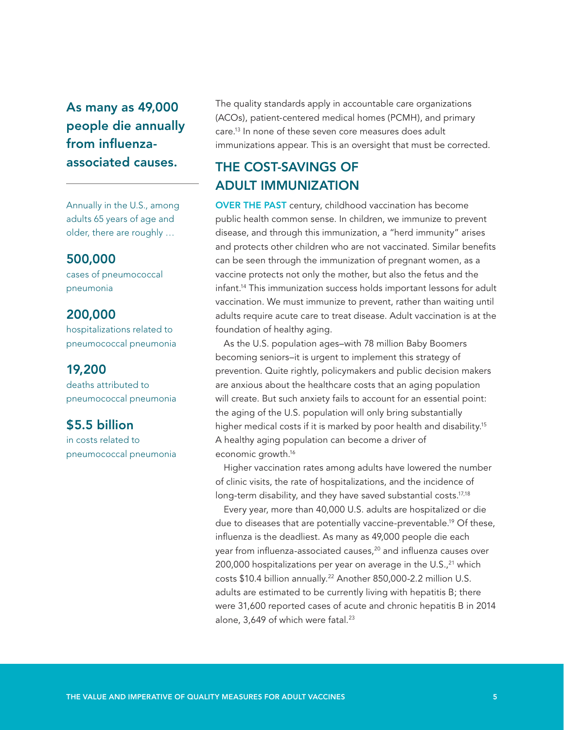**As many as 49,000 people die annually from influenza-associated causes.**

Annually in the U.S., among adults 65 years of age and older, there are roughly …

**500,000**
cases of pneumococcal pneumonia

**200,000**
hospitalizations related to pneumococcal pneumonia

**19,200**
deaths attributed to pneumococcal pneumonia

**$5.5 billion**
in costs related to pneumococcal pneumonia

The quality standards apply in accountable care organizations (ACOs), patient-centered medical homes (PCMH), and primary care.[13] In none of these seven core measures does adult immunizations appear. This is an oversight that must be corrected.

## THE COST-SAVINGS OF ADULT IMMUNIZATION

**OVER THE PAST** century, childhood vaccination has become public health common sense. In children, we immunize to prevent disease, and through this immunization, a "herd immunity" arises and protects other children who are not vaccinated. Similar benefits can be seen through the immunization of pregnant women, as a vaccine protects not only the mother, but also the fetus and the infant.[14] This immunization success holds important lessons for adult vaccination. We must immunize to prevent, rather than waiting until adults require acute care to treat disease. Adult vaccination is at the foundation of healthy aging.

As the U.S. population ages–with 78 million Baby Boomers becoming seniors–it is urgent to implement this strategy of prevention. Quite rightly, policymakers and public decision makers are anxious about the healthcare costs that an aging population will create. But such anxiety fails to account for an essential point: the aging of the U.S. population will only bring substantially higher medical costs if it is marked by poor health and disability.[15] A healthy aging population can become a driver of economic growth.[16]

Higher vaccination rates among adults have lowered the number of clinic visits, the rate of hospitalizations, and the incidence of long-term disability, and they have saved substantial costs.[17,18]

Every year, more than 40,000 U.S. adults are hospitalized or die due to diseases that are potentially vaccine-preventable.[19] Of these, influenza is the deadliest. As many as 49,000 people die each year from influenza-associated causes,[20] and influenza causes over 200,000 hospitalizations per year on average in the U.S.,[21] which costs $10.4 billion annually.[22] Another 850,000-2.2 million U.S. adults are estimated to be currently living with hepatitis B; there were 31,600 reported cases of acute and chronic hepatitis B in 2014 alone, 3,649 of which were fatal.[23]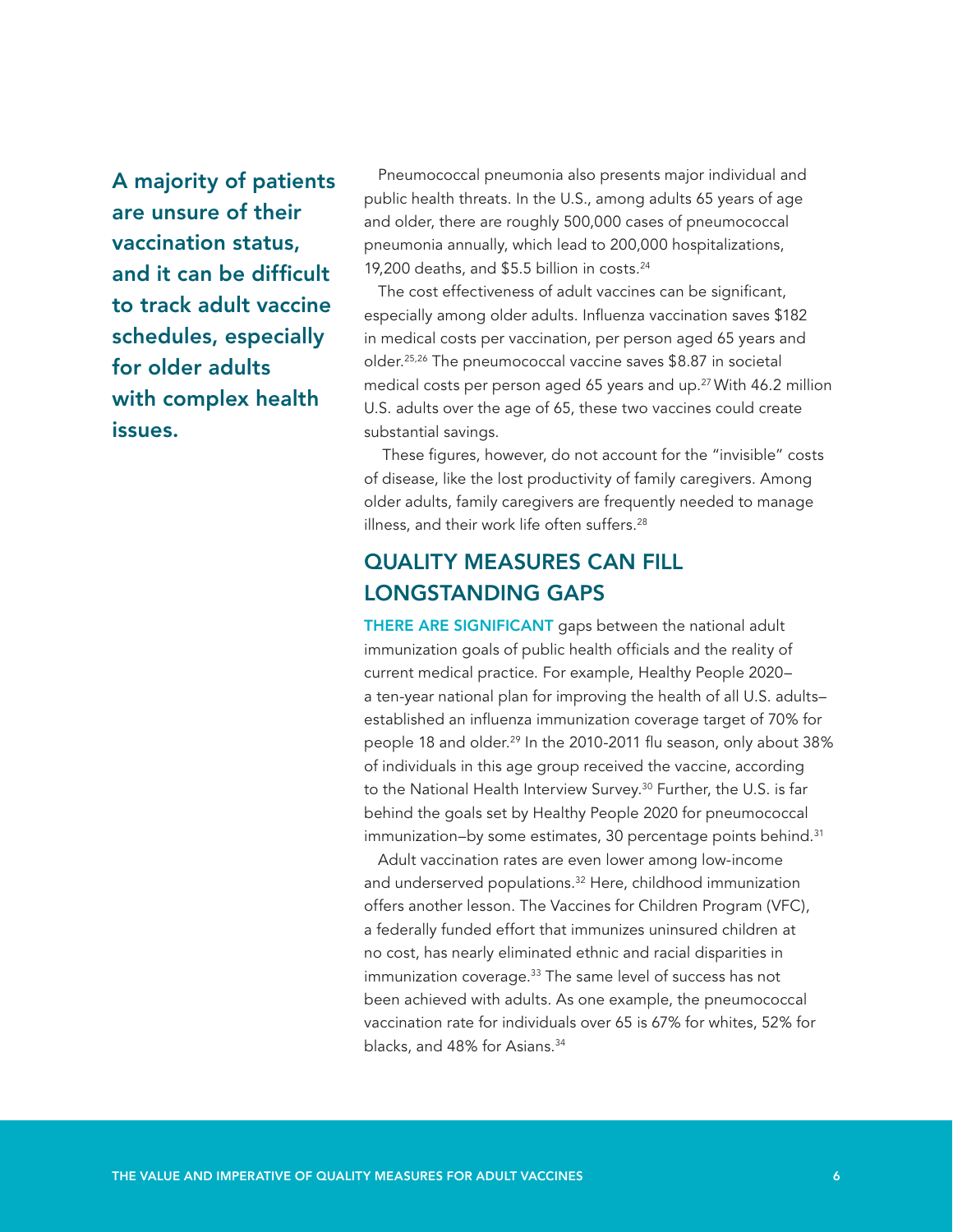**A majority of patients are unsure of their vaccination status, and it can be difficult to track adult vaccine schedules, especially for older adults with complex health issues.**

Pneumococcal pneumonia also presents major individual and public health threats. In the U.S., among adults 65 years of age and older, there are roughly 500,000 cases of pneumococcal pneumonia annually, which lead to 200,000 hospitalizations, 19,200 deaths, and $5.5 billion in costs.[24]

The cost effectiveness of adult vaccines can be significant, especially among older adults. Influenza vaccination saves $182 in medical costs per vaccination, per person aged 65 years and older.[25,26] The pneumococcal vaccine saves $8.87 in societal medical costs per person aged 65 years and up.[27] With 46.2 million U.S. adults over the age of 65, these two vaccines could create substantial savings.

These figures, however, do not account for the "invisible" costs of disease, like the lost productivity of family caregivers. Among older adults, family caregivers are frequently needed to manage illness, and their work life often suffers.[28]

## QUALITY MEASURES CAN FILL LONGSTANDING GAPS

THERE ARE SIGNIFICANT gaps between the national adult immunization goals of public health officials and the reality of current medical practice. For example, Healthy People 2020–a ten-year national plan for improving the health of all U.S. adults–established an influenza immunization coverage target of 70% for people 18 and older.[29] In the 2010-2011 flu season, only about 38% of individuals in this age group received the vaccine, according to the National Health Interview Survey.[30] Further, the U.S. is far behind the goals set by Healthy People 2020 for pneumococcal immunization–by some estimates, 30 percentage points behind.[31]

Adult vaccination rates are even lower among low-income and underserved populations.[32] Here, childhood immunization offers another lesson. The Vaccines for Children Program (VFC), a federally funded effort that immunizes uninsured children at no cost, has nearly eliminated ethnic and racial disparities in immunization coverage.[33] The same level of success has not been achieved with adults. As one example, the pneumococcal vaccination rate for individuals over 65 is 67% for whites, 52% for blacks, and 48% for Asians.[34]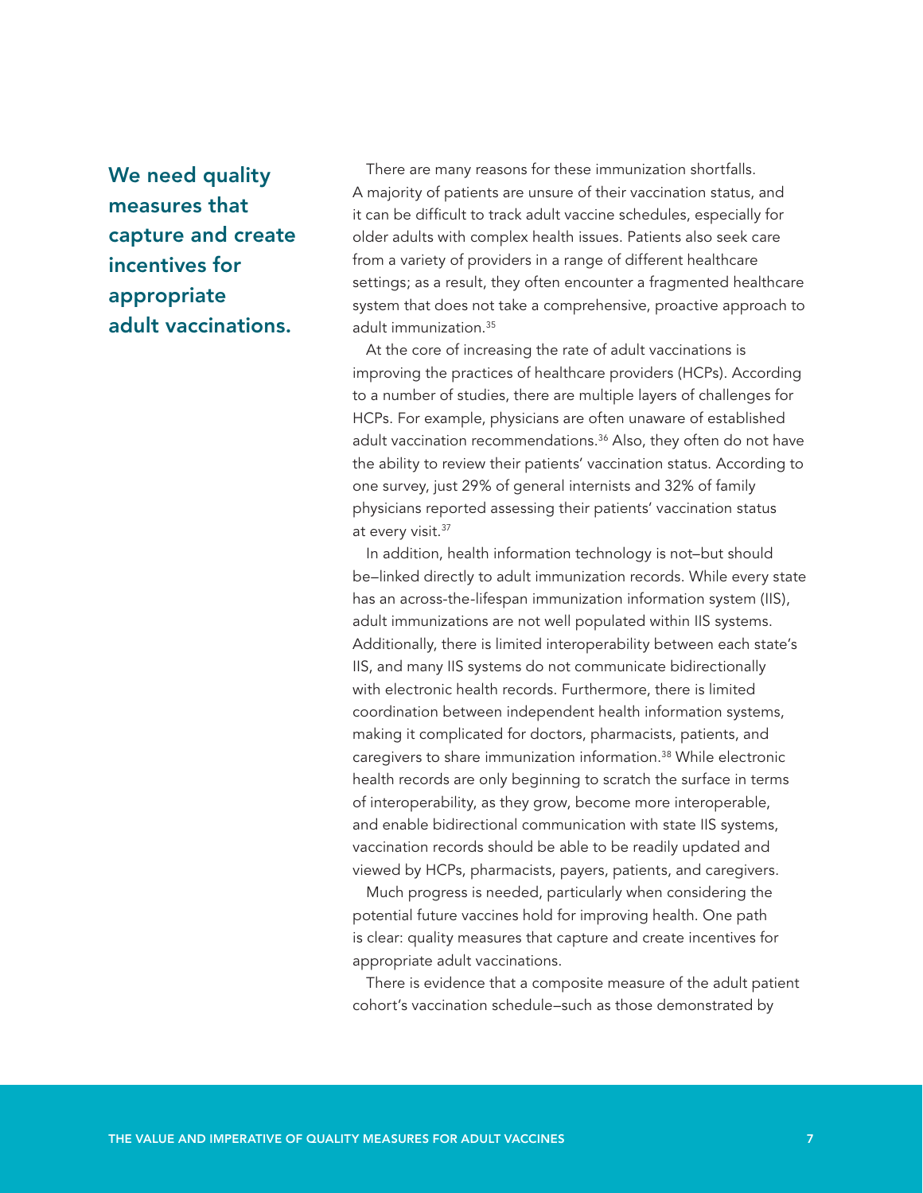**We need quality measures that capture and create incentives for appropriate adult vaccinations.**

There are many reasons for these immunization shortfalls. A majority of patients are unsure of their vaccination status, and it can be difficult to track adult vaccine schedules, especially for older adults with complex health issues. Patients also seek care from a variety of providers in a range of different healthcare settings; as a result, they often encounter a fragmented healthcare system that does not take a comprehensive, proactive approach to adult immunization.[35]

At the core of increasing the rate of adult vaccinations is improving the practices of healthcare providers (HCPs). According to a number of studies, there are multiple layers of challenges for HCPs. For example, physicians are often unaware of established adult vaccination recommendations.[36] Also, they often do not have the ability to review their patients' vaccination status. According to one survey, just 29% of general internists and 32% of family physicians reported assessing their patients' vaccination status at every visit.[37]

In addition, health information technology is not—but should be—linked directly to adult immunization records. While every state has an across-the-lifespan immunization information system (IIS), adult immunizations are not well populated within IIS systems. Additionally, there is limited interoperability between each state's IIS, and many IIS systems do not communicate bidirectionally with electronic health records. Furthermore, there is limited coordination between independent health information systems, making it complicated for doctors, pharmacists, patients, and caregivers to share immunization information.[38] While electronic health records are only beginning to scratch the surface in terms of interoperability, as they grow, become more interoperable, and enable bidirectional communication with state IIS systems, vaccination records should be able to be readily updated and viewed by HCPs, pharmacists, payers, patients, and caregivers.

Much progress is needed, particularly when considering the potential future vaccines hold for improving health. One path is clear: quality measures that capture and create incentives for appropriate adult vaccinations.

There is evidence that a composite measure of the adult patient cohort's vaccination schedule—such as those demonstrated by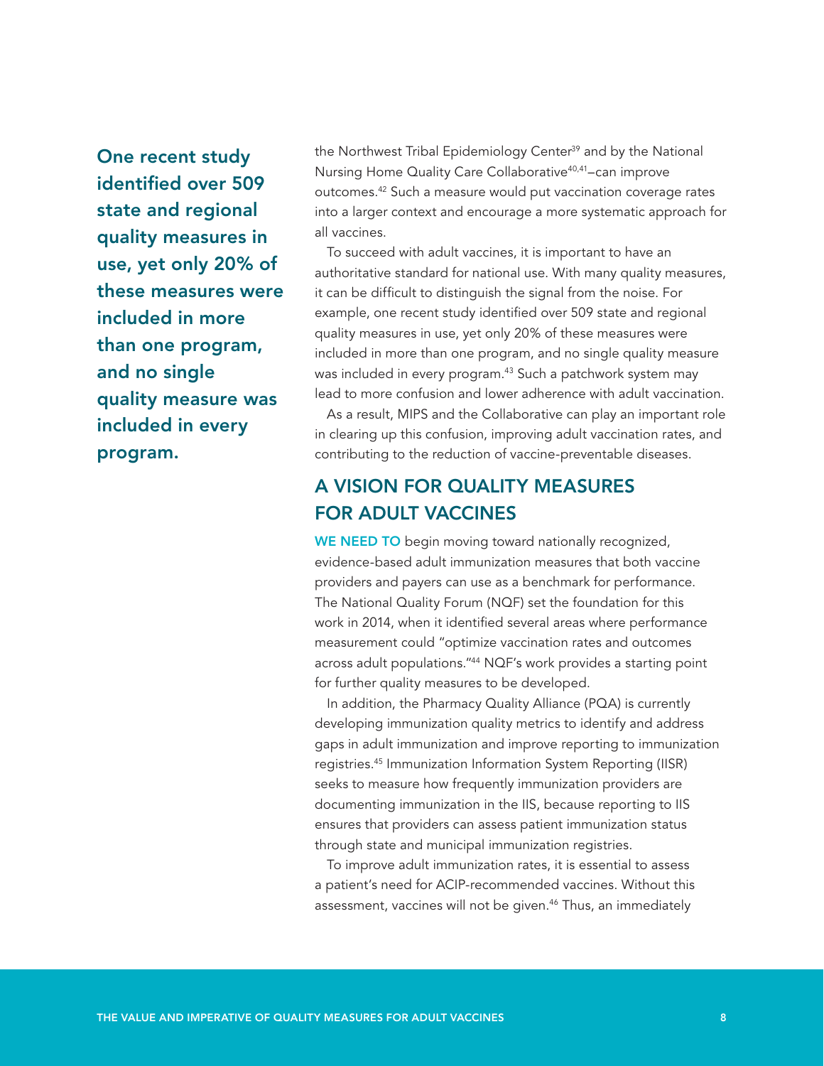**One recent study identified over 509 state and regional quality measures in use, yet only 20% of these measures were included in more than one program, and no single quality measure was included in every program.**

the Northwest Tribal Epidemiology Center[39] and by the National Nursing Home Quality Care Collaborative[40,41]—can improve outcomes.[42] Such a measure would put vaccination coverage rates into a larger context and encourage a more systematic approach for all vaccines.

To succeed with adult vaccines, it is important to have an authoritative standard for national use. With many quality measures, it can be difficult to distinguish the signal from the noise. For example, one recent study identified over 509 state and regional quality measures in use, yet only 20% of these measures were included in more than one program, and no single quality measure was included in every program.[43] Such a patchwork system may lead to more confusion and lower adherence with adult vaccination.

As a result, MIPS and the Collaborative can play an important role in clearing up this confusion, improving adult vaccination rates, and contributing to the reduction of vaccine-preventable diseases.

## A VISION FOR QUALITY MEASURES FOR ADULT VACCINES

WE NEED TO begin moving toward nationally recognized, evidence-based adult immunization measures that both vaccine providers and payers can use as a benchmark for performance. The National Quality Forum (NQF) set the foundation for this work in 2014, when it identified several areas where performance measurement could "optimize vaccination rates and outcomes across adult populations."[44] NQF's work provides a starting point for further quality measures to be developed.

In addition, the Pharmacy Quality Alliance (PQA) is currently developing immunization quality metrics to identify and address gaps in adult immunization and improve reporting to immunization registries.[45] Immunization Information System Reporting (IISR) seeks to measure how frequently immunization providers are documenting immunization in the IIS, because reporting to IIS ensures that providers can assess patient immunization status through state and municipal immunization registries.

To improve adult immunization rates, it is essential to assess a patient's need for ACIP-recommended vaccines. Without this assessment, vaccines will not be given.[46] Thus, an immediately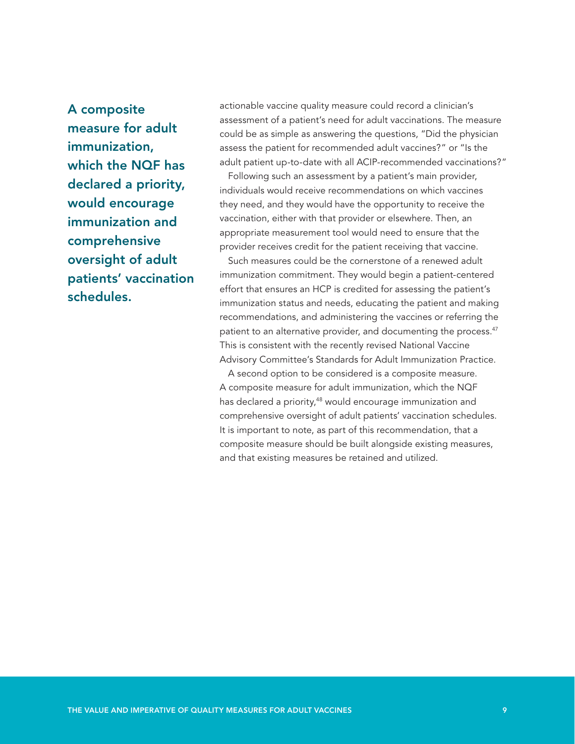**A composite measure for adult immunization, which the NQF has declared a priority, would encourage immunization and comprehensive oversight of adult patients' vaccination schedules.**

actionable vaccine quality measure could record a clinician's assessment of a patient's need for adult vaccinations. The measure could be as simple as answering the questions, "Did the physician assess the patient for recommended adult vaccines?" or "Is the adult patient up-to-date with all ACIP-recommended vaccinations?"

Following such an assessment by a patient's main provider, individuals would receive recommendations on which vaccines they need, and they would have the opportunity to receive the vaccination, either with that provider or elsewhere. Then, an appropriate measurement tool would need to ensure that the provider receives credit for the patient receiving that vaccine.

Such measures could be the cornerstone of a renewed adult immunization commitment. They would begin a patient-centered effort that ensures an HCP is credited for assessing the patient's immunization status and needs, educating the patient and making recommendations, and administering the vaccines or referring the patient to an alternative provider, and documenting the process.[47] This is consistent with the recently revised National Vaccine Advisory Committee's Standards for Adult Immunization Practice.

A second option to be considered is a composite measure. A composite measure for adult immunization, which the NQF has declared a priority,[48] would encourage immunization and comprehensive oversight of adult patients' vaccination schedules. It is important to note, as part of this recommendation, that a composite measure should be built alongside existing measures, and that existing measures be retained and utilized.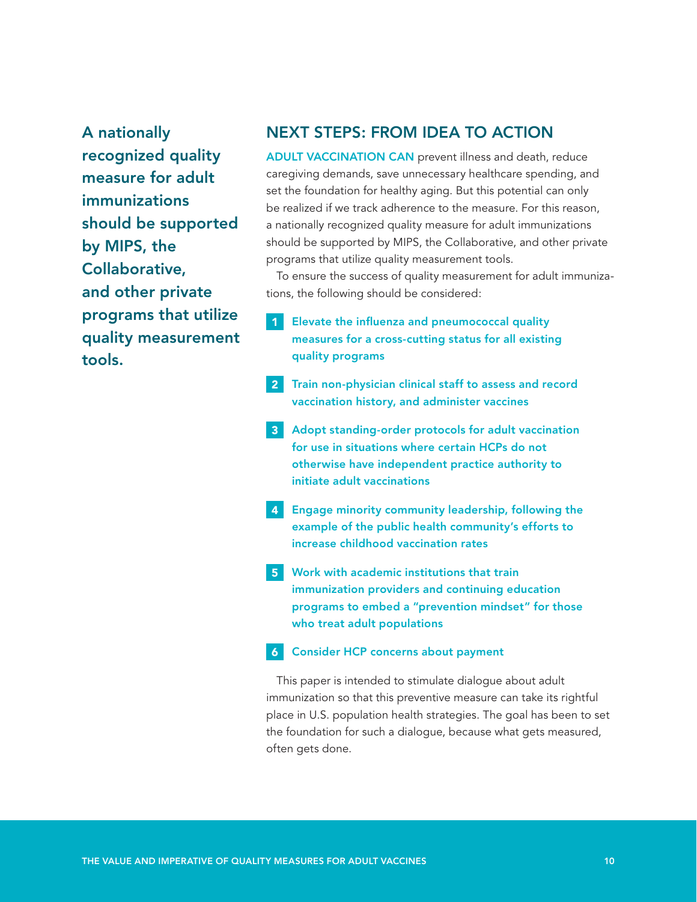**A nationally recognized quality measure for adult immunizations should be supported by MIPS, the Collaborative, and other private programs that utilize quality measurement tools.**

## NEXT STEPS: FROM IDEA TO ACTION

ADULT VACCINATION CAN prevent illness and death, reduce caregiving demands, save unnecessary healthcare spending, and set the foundation for healthy aging. But this potential can only be realized if we track adherence to the measure. For this reason, a nationally recognized quality measure for adult immunizations should be supported by MIPS, the Collaborative, and other private programs that utilize quality measurement tools.

To ensure the success of quality measurement for adult immunizations, the following should be considered:

1. **Elevate the influenza and pneumococcal quality measures for a cross-cutting status for all existing quality programs**
2. **Train non-physician clinical staff to assess and record vaccination history, and administer vaccines**
3. **Adopt standing-order protocols for adult vaccination for use in situations where certain HCPs do not otherwise have independent practice authority to initiate adult vaccinations**
4. **Engage minority community leadership, following the example of the public health community's efforts to increase childhood vaccination rates**
5. **Work with academic institutions that train immunization providers and continuing education programs to embed a "prevention mindset" for those who treat adult populations**
6. **Consider HCP concerns about payment**

This paper is intended to stimulate dialogue about adult immunization so that this preventive measure can take its rightful place in U.S. population health strategies. The goal has been to set the foundation for such a dialogue, because what gets measured, often gets done.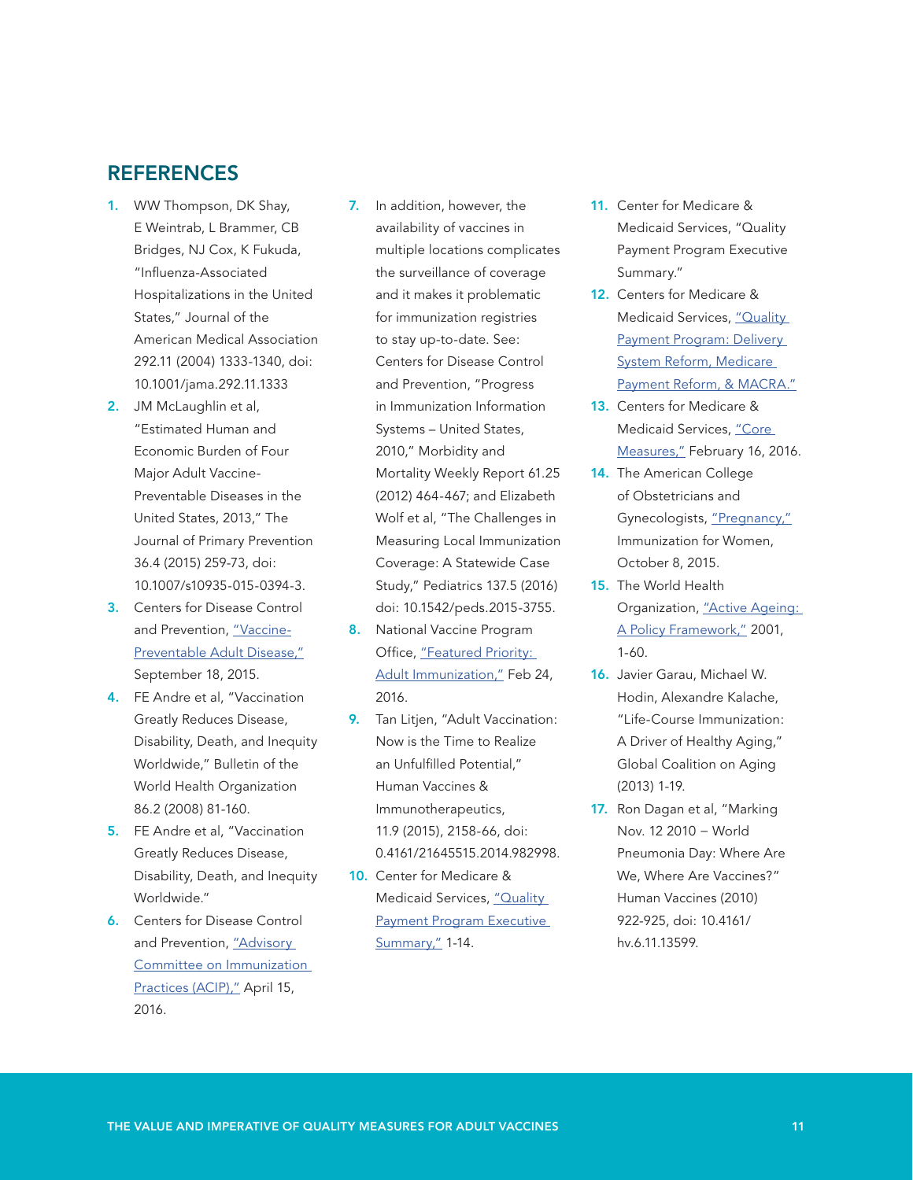## REFERENCES

1. WW Thompson, DK Shay, E Weintrab, L Brammer, CB Bridges, NJ Cox, K Fukuda, "Influenza-Associated Hospitalizations in the United States," Journal of the American Medical Association 292.11 (2004) 1333-1340, doi: 10.1001/jama.292.11.1333
2. JM McLaughlin et al, "Estimated Human and Economic Burden of Four Major Adult Vaccine-Preventable Diseases in the United States, 2013," The Journal of Primary Prevention 36.4 (2015) 259-73, doi: 10.1007/s10935-015-0394-3.
3. Centers for Disease Control and Prevention, "Vaccine-Preventable Adult Disease," September 18, 2015.
4. FE Andre et al, "Vaccination Greatly Reduces Disease, Disability, Death, and Inequity Worldwide," Bulletin of the World Health Organization 86.2 (2008) 81-160.
5. FE Andre et al, "Vaccination Greatly Reduces Disease, Disability, Death, and Inequity Worldwide."
6. Centers for Disease Control and Prevention, "Advisory Committee on Immunization Practices (ACIP)," April 15, 2016.
7. In addition, however, the availability of vaccines in multiple locations complicates the surveillance of coverage and it makes it problematic for immunization registries to stay up-to-date. See: Centers for Disease Control and Prevention, "Progress in Immunization Information Systems – United States, 2010," Morbidity and Mortality Weekly Report 61.25 (2012) 464-467; and Elizabeth Wolf et al, "The Challenges in Measuring Local Immunization Coverage: A Statewide Case Study," Pediatrics 137.5 (2016) doi: 10.1542/peds.2015-3755.
8. National Vaccine Program Office, "Featured Priority: Adult Immunization," Feb 24, 2016.
9. Tan Litjen, "Adult Vaccination: Now is the Time to Realize an Unfulfilled Potential," Human Vaccines & Immunotherapeutics, 11.9 (2015), 2158-66, doi: 0.4161/21645515.2014.982998.
10. Center for Medicare & Medicaid Services, "Quality Payment Program Executive Summary," 1-14.
11. Center for Medicare & Medicaid Services, "Quality Payment Program Executive Summary."
12. Centers for Medicare & Medicaid Services, "Quality Payment Program: Delivery System Reform, Medicare Payment Reform, & MACRA."
13. Centers for Medicare & Medicaid Services, "Core Measures," February 16, 2016.
14. The American College of Obstetricians and Gynecologists, "Pregnancy," Immunization for Women, October 8, 2015.
15. The World Health Organization, "Active Ageing: A Policy Framework," 2001, 1-60.
16. Javier Garau, Michael W. Hodin, Alexandre Kalache, "Life-Course Immunization: A Driver of Healthy Aging," Global Coalition on Aging (2013) 1-19.
17. Ron Dagan et al, "Marking Nov. 12 2010 – World Pneumonia Day: Where Are We, Where Are Vaccines?" Human Vaccines (2010) 922-925, doi: 10.4161/hv.6.11.13599.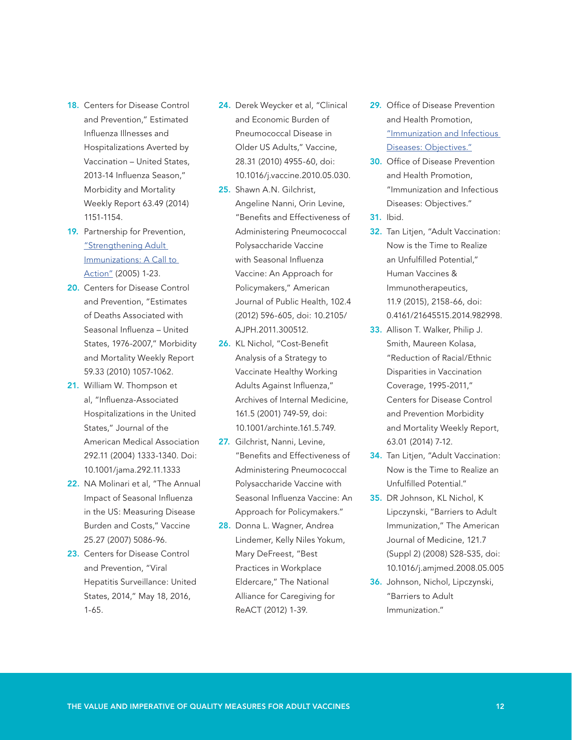18. Centers for Disease Control and Prevention," Estimated Influenza Illnesses and Hospitalizations Averted by Vaccination – United States, 2013-14 Influenza Season," Morbidity and Mortality Weekly Report 63.49 (2014) 1151-1154.
19. Partnership for Prevention, "Strengthening Adult Immunizations: A Call to Action" (2005) 1-23.
20. Centers for Disease Control and Prevention, "Estimates of Deaths Associated with Seasonal Influenza – United States, 1976-2007," Morbidity and Mortality Weekly Report 59.33 (2010) 1057-1062.
21. William W. Thompson et al, "Influenza-Associated Hospitalizations in the United States," Journal of the American Medical Association 292.11 (2004) 1333-1340. Doi: 10.1001/jama.292.11.1333
22. NA Molinari et al, "The Annual Impact of Seasonal Influenza in the US: Measuring Disease Burden and Costs," Vaccine 25.27 (2007) 5086-96.
23. Centers for Disease Control and Prevention, "Viral Hepatitis Surveillance: United States, 2014," May 18, 2016, 1-65.
24. Derek Weycker et al, "Clinical and Economic Burden of Pneumococcal Disease in Older US Adults," Vaccine, 28.31 (2010) 4955-60, doi: 10.1016/j.vaccine.2010.05.030.
25. Shawn A.N. Gilchrist, Angeline Nanni, Orin Levine, "Benefits and Effectiveness of Administering Pneumococcal Polysaccharide Vaccine with Seasonal Influenza Vaccine: An Approach for Policymakers," American Journal of Public Health, 102.4 (2012) 596-605, doi: 10.2105/AJPH.2011.300512.
26. KL Nichol, "Cost-Benefit Analysis of a Strategy to Vaccinate Healthy Working Adults Against Influenza," Archives of Internal Medicine, 161.5 (2001) 749-59, doi: 10.1001/archinte.161.5.749.
27. Gilchrist, Nanni, Levine, "Benefits and Effectiveness of Administering Pneumococcal Polysaccharide Vaccine with Seasonal Influenza Vaccine: An Approach for Policymakers."
28. Donna L. Wagner, Andrea Lindemer, Kelly Niles Yokum, Mary DeFreest, "Best Practices in Workplace Eldercare," The National Alliance for Caregiving for ReACT (2012) 1-39.
29. Office of Disease Prevention and Health Promotion, "Immunization and Infectious Diseases: Objectives."
30. Office of Disease Prevention and Health Promotion, "Immunization and Infectious Diseases: Objectives."
31. Ibid.
32. Tan Litjen, "Adult Vaccination: Now is the Time to Realize an Unfulfilled Potential," Human Vaccines & Immunotherapeutics, 11.9 (2015), 2158-66, doi: 0.4161/21645515.2014.982998.
33. Allison T. Walker, Philip J. Smith, Maureen Kolasa, "Reduction of Racial/Ethnic Disparities in Vaccination Coverage, 1995-2011," Centers for Disease Control and Prevention Morbidity and Mortality Weekly Report, 63.01 (2014) 7-12.
34. Tan Litjen, "Adult Vaccination: Now is the Time to Realize an Unfulfilled Potential."
35. DR Johnson, KL Nichol, K Lipczynski, "Barriers to Adult Immunization," The American Journal of Medicine, 121.7 (Suppl 2) (2008) S28-S35, doi: 10.1016/j.amjmed.2008.05.005
36. Johnson, Nichol, Lipczynski, "Barriers to Adult Immunization."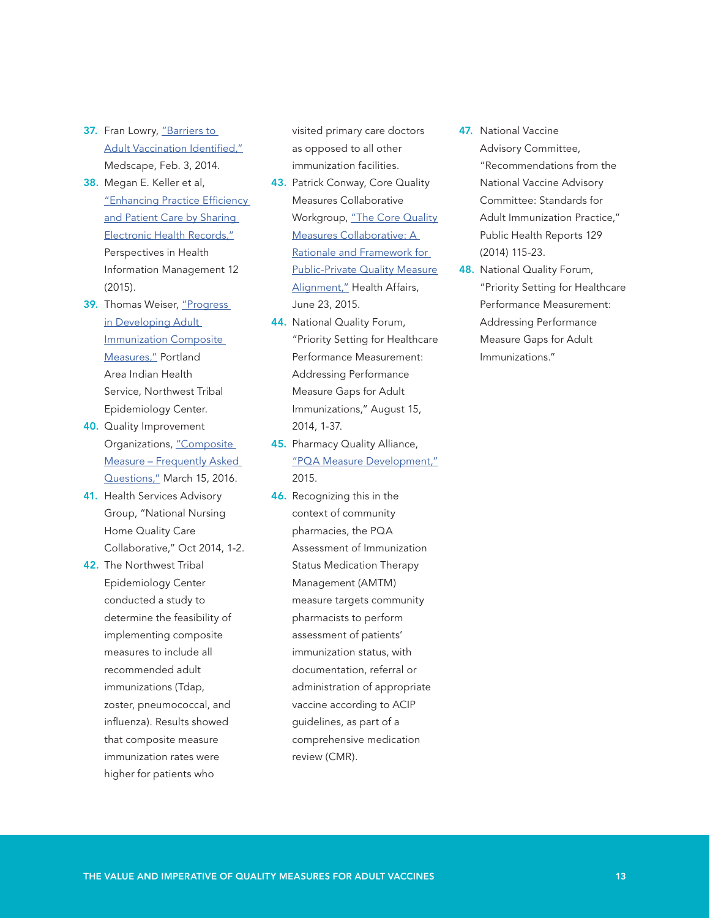37. Fran Lowry, "Barriers to Adult Vaccination Identified," Medscape, Feb. 3, 2014.
38. Megan E. Keller et al, "Enhancing Practice Efficiency and Patient Care by Sharing Electronic Health Records," Perspectives in Health Information Management 12 (2015).
39. Thomas Weiser, "Progress in Developing Adult Immunization Composite Measures," Portland Area Indian Health Service, Northwest Tribal Epidemiology Center.
40. Quality Improvement Organizations, "Composite Measure – Frequently Asked Questions," March 15, 2016.
41. Health Services Advisory Group, "National Nursing Home Quality Care Collaborative," Oct 2014, 1-2.
42. The Northwest Tribal Epidemiology Center conducted a study to determine the feasibility of implementing composite measures to include all recommended adult immunizations (Tdap, zoster, pneumococcal, and influenza). Results showed that composite measure immunization rates were higher for patients who visited primary care doctors as opposed to all other immunization facilities.
43. Patrick Conway, Core Quality Measures Collaborative Workgroup, "The Core Quality Measures Collaborative: A Rationale and Framework for Public-Private Quality Measure Alignment," Health Affairs, June 23, 2015.
44. National Quality Forum, "Priority Setting for Healthcare Performance Measurement: Addressing Performance Measure Gaps for Adult Immunizations," August 15, 2014, 1-37.
45. Pharmacy Quality Alliance, "PQA Measure Development," 2015.
46. Recognizing this in the context of community pharmacies, the PQA Assessment of Immunization Status Medication Therapy Management (AMTM) measure targets community pharmacists to perform assessment of patients' immunization status, with documentation, referral or administration of appropriate vaccine according to ACIP guidelines, as part of a comprehensive medication review (CMR).
47. National Vaccine Advisory Committee, "Recommendations from the National Vaccine Advisory Committee: Standards for Adult Immunization Practice," Public Health Reports 129 (2014) 115-23.
48. National Quality Forum, "Priority Setting for Healthcare Performance Measurement: Addressing Performance Measure Gaps for Adult Immunizations."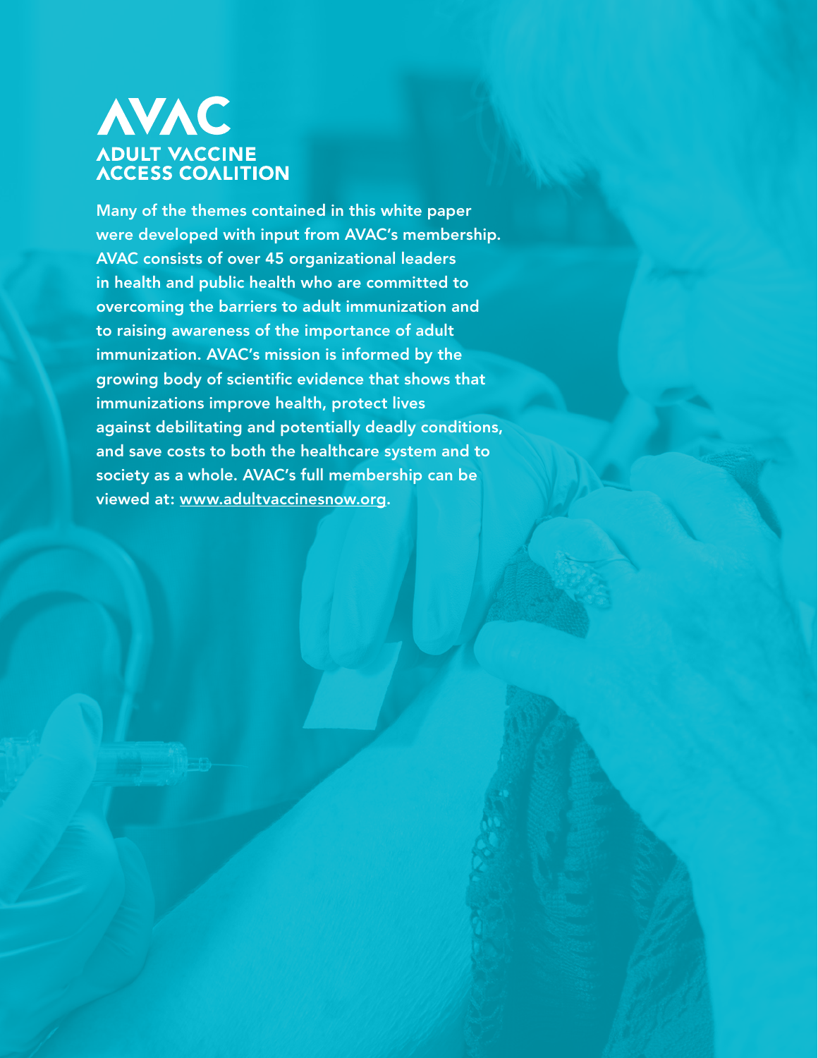# AVAC

**ADULT VACCINE ACCESS COALITION**

Many of the themes contained in this white paper were developed with input from AVAC's membership. AVAC consists of over 45 organizational leaders in health and public health who are committed to overcoming the barriers to adult immunization and to raising awareness of the importance of adult immunization. AVAC's mission is informed by the growing body of scientific evidence that shows that immunizations improve health, protect lives against debilitating and potentially deadly conditions, and save costs to both the healthcare system and to society as a whole. AVAC's full membership can be viewed at: www.adultvaccinesnow.org.